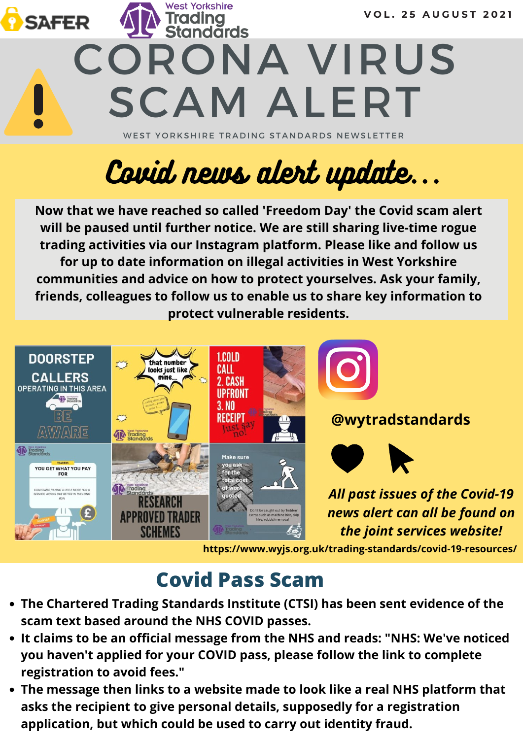SAFER

West Yorkshire Trading Standards

VOL. 25 AUGUST 2021

# CORONA VIRUS SCAM ALERT

WEST YORKSHIRE TRADING STANDARDS NEWSLETTER

## Covid news alert update...

**Now that we have reached so called 'Freedom Day' the Covid scam alert will be paused until further notice. We are still sharing live-time rogue trading activities via our Instagram platform. Please like and follow us for up to date information on illegal activities in West Yorkshire communities and advice on how to protect yourselves. Ask your family, friends, colleagues to follow us to enable us to share key information to protect vulnerable residents.**

**@wytradstandards**

***All past issues of the Covid-19 news alert can all be found on the joint services website!***

**https://www.wyjs.org.uk/trading-standards/covid-19-resources/**

## Covid Pass Scam

- **The Chartered Trading Standards Institute (CTSI) has been sent evidence of the scam text based around the NHS COVID passes.**
- **It claims to be an official message from the NHS and reads: "NHS: We've noticed you haven't applied for your COVID pass, please follow the link to complete registration to avoid fees."**
- **The message then links to a website made to look like a real NHS platform that asks the recipient to give personal details, supposedly for a registration application, but which could be used to carry out identity fraud.**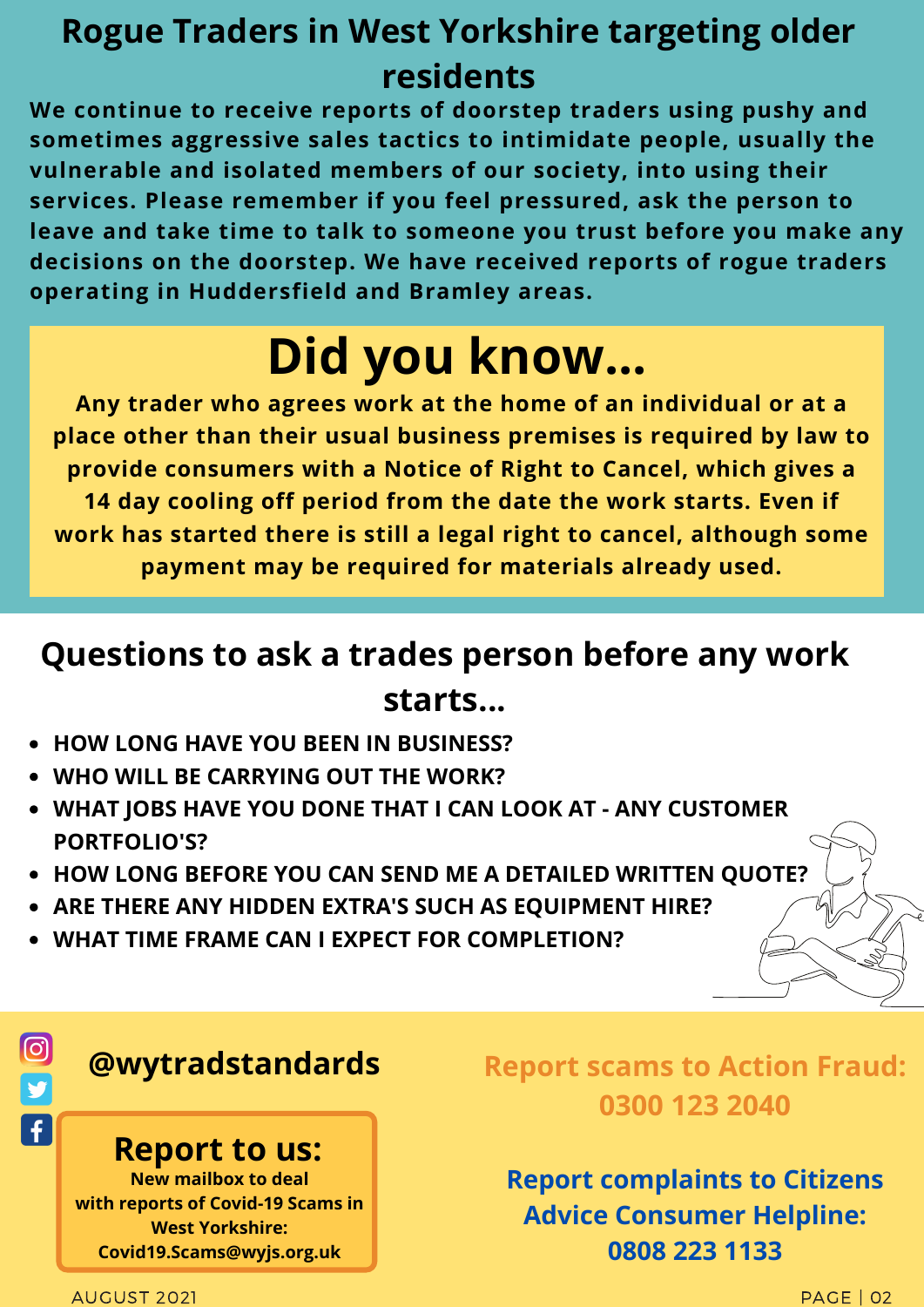# Rogue Traders in West Yorkshire targeting older residents

**We continue to receive reports of doorstep traders using pushy and sometimes aggressive sales tactics to intimidate people, usually the vulnerable and isolated members of our society, into using their services. Please remember if you feel pressured, ask the person to leave and take time to talk to someone you trust before you make any decisions on the doorstep. We have received reports of rogue traders operating in Huddersfield and Bramley areas.**

## Did you know...

**Any trader who agrees work at the home of an individual or at a place other than their usual business premises is required by law to provide consumers with a Notice of Right to Cancel, which gives a 14 day cooling off period from the date the work starts. Even if work has started there is still a legal right to cancel, although some payment may be required for materials already used.**

## Questions to ask a trades person before any work starts...

- **HOW LONG HAVE YOU BEEN IN BUSINESS?**
- **WHO WILL BE CARRYING OUT THE WORK?**
- **WHAT JOBS HAVE YOU DONE THAT I CAN LOOK AT - ANY CUSTOMER PORTFOLIO'S?**
- **HOW LONG BEFORE YOU CAN SEND ME A DETAILED WRITTEN QUOTE?**
- **ARE THERE ANY HIDDEN EXTRA'S SUCH AS EQUIPMENT HIRE?**
- **WHAT TIME FRAME CAN I EXPECT FOR COMPLETION?**

**@wytradstandards**

### Report to us:

**New mailbox to deal with reports of Covid-19 Scams in West Yorkshire: Covid19.Scams@wyjs.org.uk**

**Report scams to Action Fraud: 0300 123 2040**

**Report complaints to Citizens Advice Consumer Helpline: 0808 223 1133**

AUGUST 2021